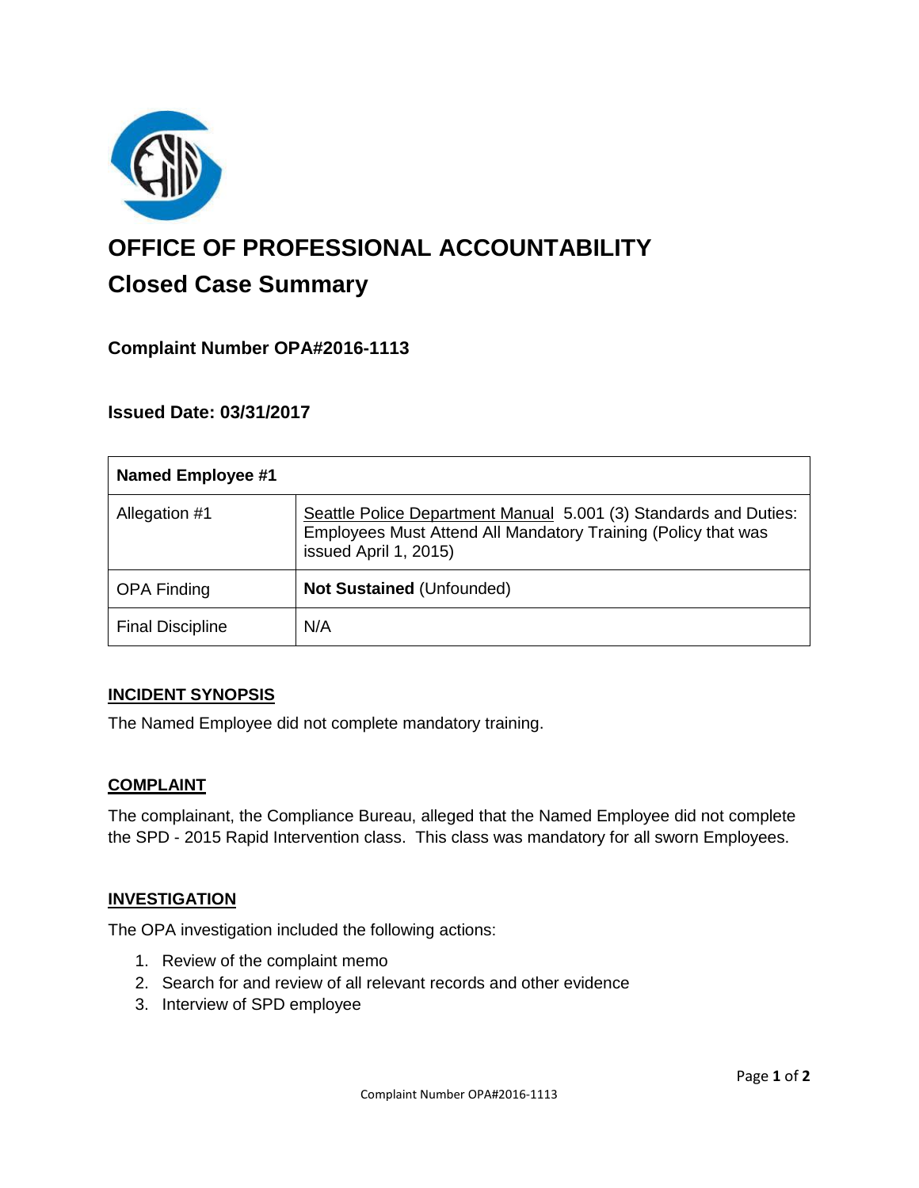# OFFICE OF PROFESSIONAL ACCOUNTABILITY

## Closed Case Summary

### Complaint Number OPA#2016-1113

### Issued Date: 03/31/2017

| **Named Employee #1** | |
|---|---|
| Allegation #1 | Seattle Police Department Manual 5.001 (3) Standards and Duties: Employees Must Attend All Mandatory Training (Policy that was issued April 1, 2015) |
| OPA Finding | **Not Sustained** (Unfounded) |
| Final Discipline | N/A |

**INCIDENT SYNOPSIS**

The Named Employee did not complete mandatory training.

**COMPLAINT**

The complainant, the Compliance Bureau, alleged that the Named Employee did not complete the SPD - 2015 Rapid Intervention class. This class was mandatory for all sworn Employees.

**INVESTIGATION**

The OPA investigation included the following actions:

1. Review of the complaint memo
2. Search for and review of all relevant records and other evidence
3. Interview of SPD employee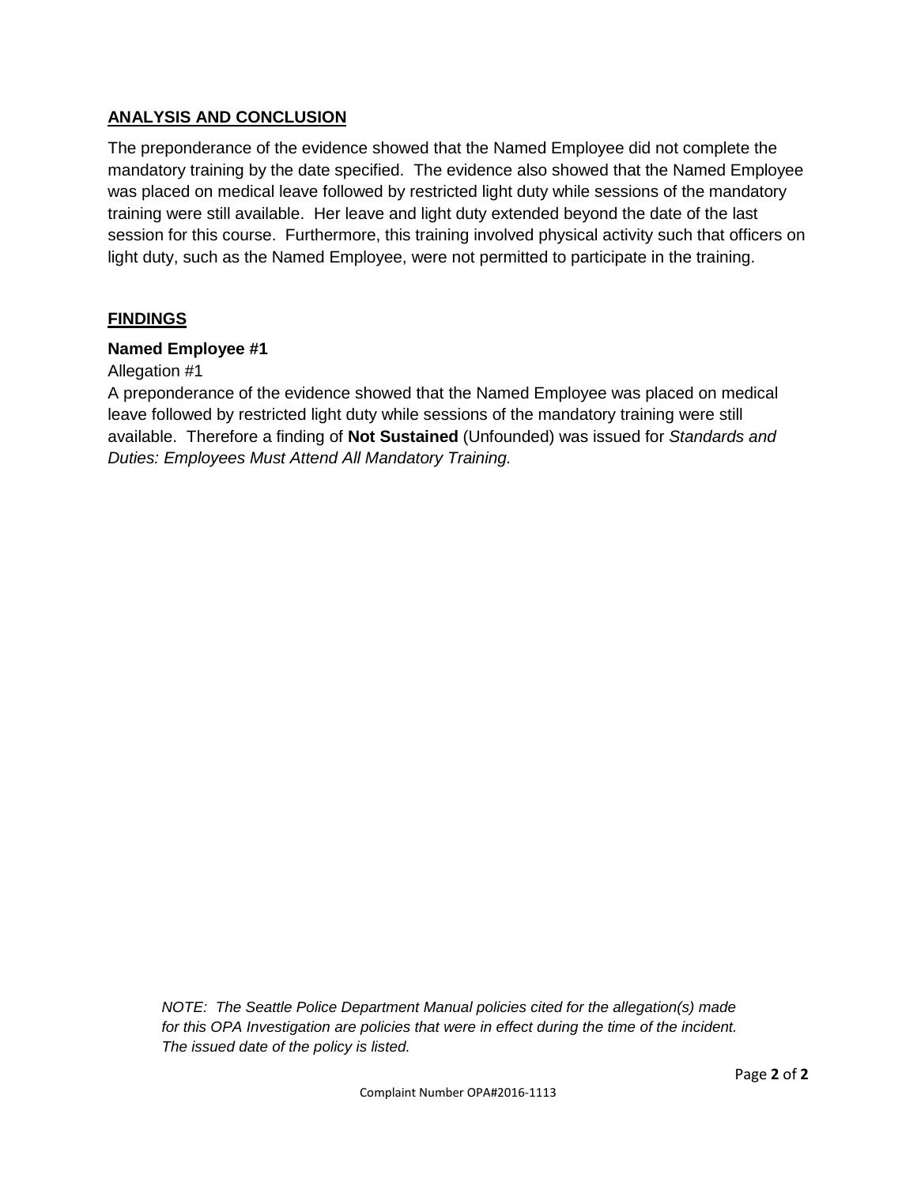## ANALYSIS AND CONCLUSION

The preponderance of the evidence showed that the Named Employee did not complete the mandatory training by the date specified. The evidence also showed that the Named Employee was placed on medical leave followed by restricted light duty while sessions of the mandatory training were still available. Her leave and light duty extended beyond the date of the last session for this course. Furthermore, this training involved physical activity such that officers on light duty, such as the Named Employee, were not permitted to participate in the training.

## FINDINGS

**Named Employee #1**

Allegation #1

A preponderance of the evidence showed that the Named Employee was placed on medical leave followed by restricted light duty while sessions of the mandatory training were still available. Therefore a finding of **Not Sustained** (Unfounded) was issued for *Standards and Duties: Employees Must Attend All Mandatory Training.*

*NOTE: The Seattle Police Department Manual policies cited for the allegation(s) made for this OPA Investigation are policies that were in effect during the time of the incident. The issued date of the policy is listed.*

Complaint Number OPA#2016-1113